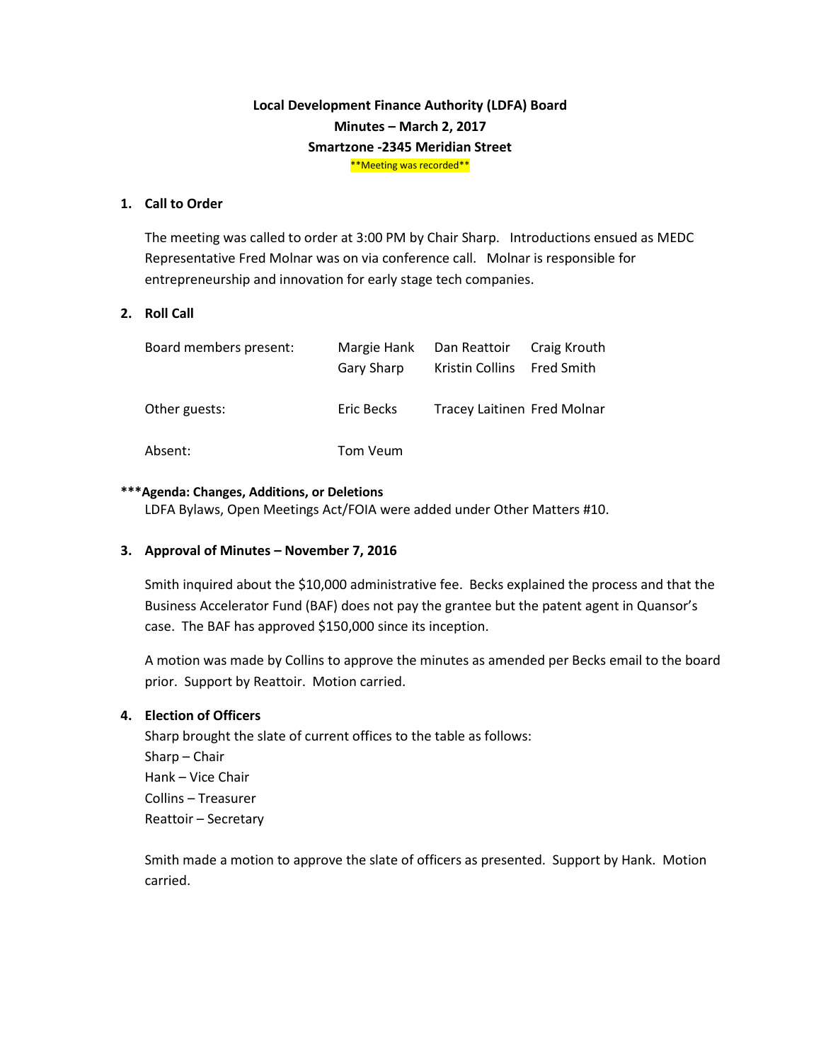**Local Development Finance Authority (LDFA) Board**
**Minutes – March 2, 2017**
**Smartzone -2345 Meridian Street**

**Meeting was recorded**

## 1. Call to Order

The meeting was called to order at 3:00 PM by Chair Sharp. Introductions ensued as MEDC Representative Fred Molnar was on via conference call. Molnar is responsible for entrepreneurship and innovation for early stage tech companies.

## 2. Roll Call

| | | | |
|---|---|---|---|
| Board members present: | Margie Hank | Dan Reattoir | Craig Krouth |
| | Gary Sharp | Kristin Collins | Fred Smith |
| Other guests: | Eric Becks | Tracey Laitinen | Fred Molnar |
| Absent: | Tom Veum | | |

**\*\*\*Agenda: Changes, Additions, or Deletions**

LDFA Bylaws, Open Meetings Act/FOIA were added under Other Matters #10.

## 3. Approval of Minutes – November 7, 2016

Smith inquired about the $10,000 administrative fee. Becks explained the process and that the Business Accelerator Fund (BAF) does not pay the grantee but the patent agent in Quansor's case. The BAF has approved $150,000 since its inception.

A motion was made by Collins to approve the minutes as amended per Becks email to the board prior. Support by Reattoir. Motion carried.

## 4. Election of Officers

Sharp brought the slate of current offices to the table as follows:

Sharp – Chair
Hank – Vice Chair
Collins – Treasurer
Reattoir – Secretary

Smith made a motion to approve the slate of officers as presented. Support by Hank. Motion carried.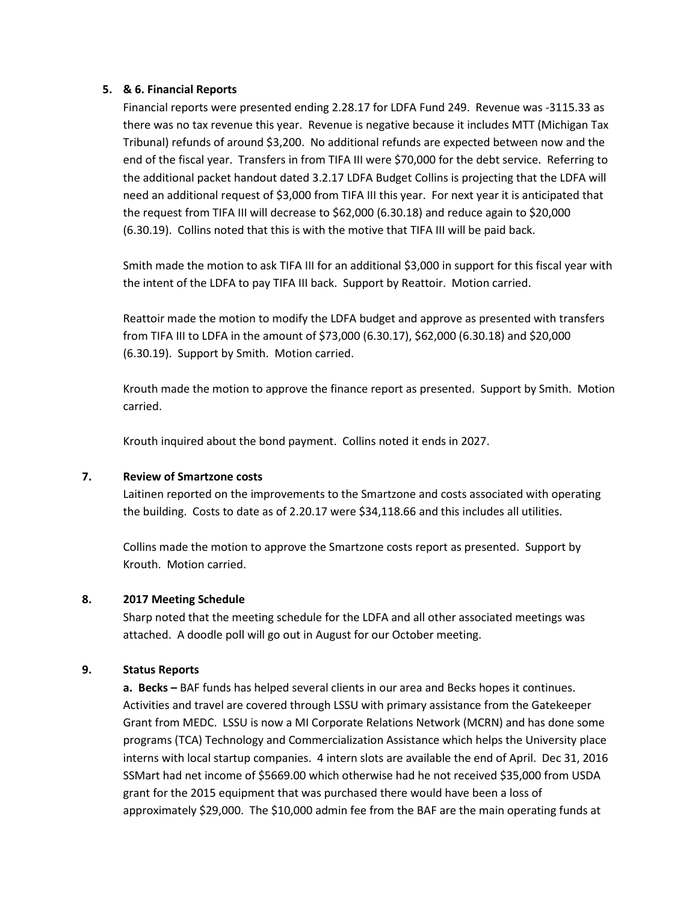**5. & 6. Financial Reports**

Financial reports were presented ending 2.28.17 for LDFA Fund 249. Revenue was -3115.33 as there was no tax revenue this year. Revenue is negative because it includes MTT (Michigan Tax Tribunal) refunds of around $3,200. No additional refunds are expected between now and the end of the fiscal year. Transfers in from TIFA III were $70,000 for the debt service. Referring to the additional packet handout dated 3.2.17 LDFA Budget Collins is projecting that the LDFA will need an additional request of $3,000 from TIFA III this year. For next year it is anticipated that the request from TIFA III will decrease to $62,000 (6.30.18) and reduce again to $20,000 (6.30.19). Collins noted that this is with the motive that TIFA III will be paid back.

Smith made the motion to ask TIFA III for an additional $3,000 in support for this fiscal year with the intent of the LDFA to pay TIFA III back. Support by Reattoir. Motion carried.

Reattoir made the motion to modify the LDFA budget and approve as presented with transfers from TIFA III to LDFA in the amount of $73,000 (6.30.17), $62,000 (6.30.18) and $20,000 (6.30.19). Support by Smith. Motion carried.

Krouth made the motion to approve the finance report as presented. Support by Smith. Motion carried.

Krouth inquired about the bond payment. Collins noted it ends in 2027.

**7. Review of Smartzone costs**

Laitinen reported on the improvements to the Smartzone and costs associated with operating the building. Costs to date as of 2.20.17 were $34,118.66 and this includes all utilities.

Collins made the motion to approve the Smartzone costs report as presented. Support by Krouth. Motion carried.

**8. 2017 Meeting Schedule**

Sharp noted that the meeting schedule for the LDFA and all other associated meetings was attached. A doodle poll will go out in August for our October meeting.

**9. Status Reports**

**a. Becks –** BAF funds has helped several clients in our area and Becks hopes it continues. Activities and travel are covered through LSSU with primary assistance from the Gatekeeper Grant from MEDC. LSSU is now a MI Corporate Relations Network (MCRN) and has done some programs (TCA) Technology and Commercialization Assistance which helps the University place interns with local startup companies. 4 intern slots are available the end of April. Dec 31, 2016 SSMart had net income of $5669.00 which otherwise had he not received $35,000 from USDA grant for the 2015 equipment that was purchased there would have been a loss of approximately $29,000. The $10,000 admin fee from the BAF are the main operating funds at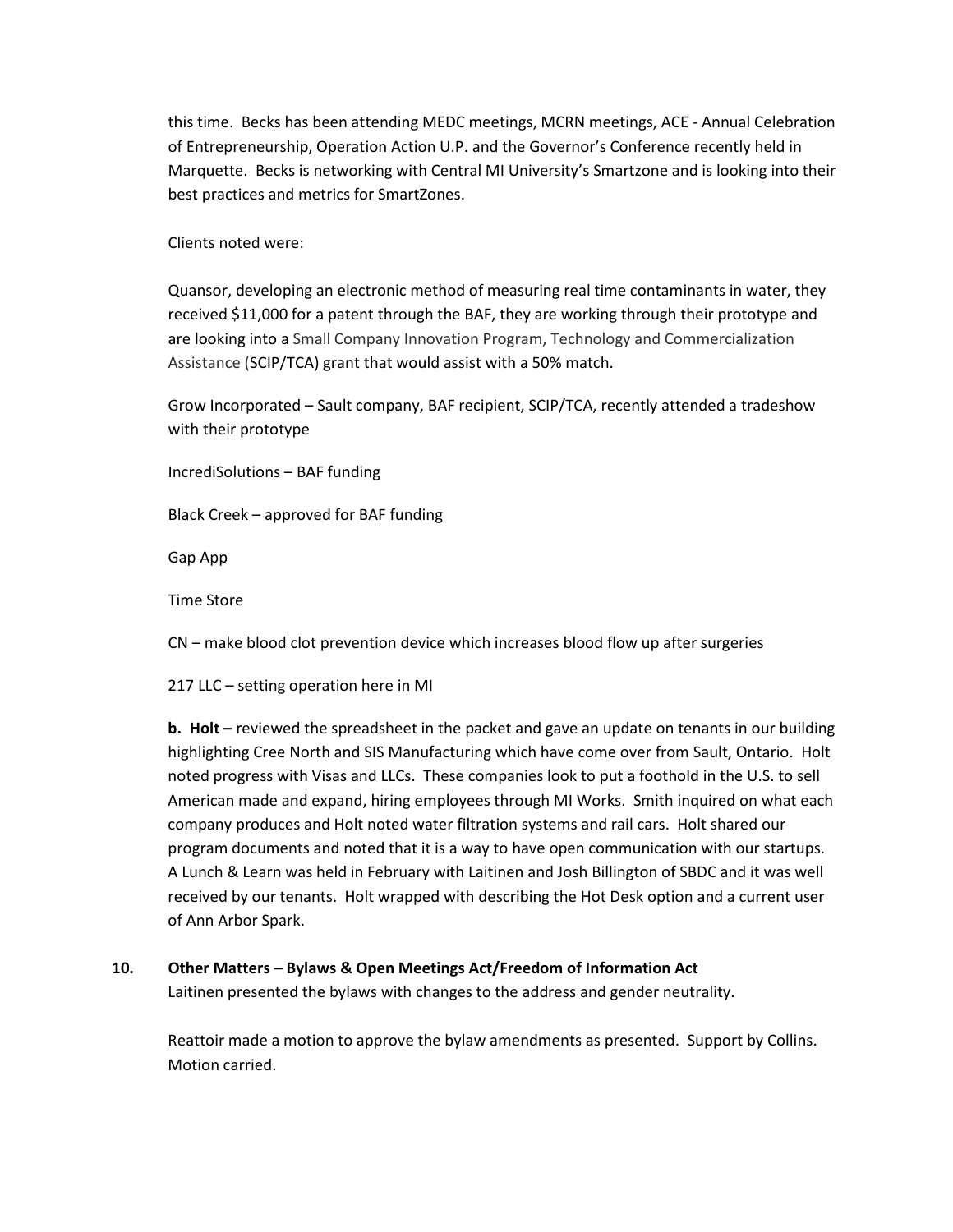this time.  Becks has been attending MEDC meetings, MCRN meetings, ACE - Annual Celebration of Entrepreneurship, Operation Action U.P. and the Governor's Conference recently held in Marquette.  Becks is networking with Central MI University's Smartzone and is looking into their best practices and metrics for SmartZones.

Clients noted were:

Quansor, developing an electronic method of measuring real time contaminants in water, they received $11,000 for a patent through the BAF, they are working through their prototype and are looking into a Small Company Innovation Program, Technology and Commercialization Assistance (SCIP/TCA) grant that would assist with a 50% match.

Grow Incorporated – Sault company, BAF recipient, SCIP/TCA, recently attended a tradeshow with their prototype

IncrediSolutions – BAF funding

Black Creek – approved for BAF funding

Gap App

Time Store

CN – make blood clot prevention device which increases blood flow up after surgeries

217 LLC – setting operation here in MI

**b. Holt –** reviewed the spreadsheet in the packet and gave an update on tenants in our building highlighting Cree North and SIS Manufacturing which have come over from Sault, Ontario.  Holt noted progress with Visas and LLCs.  These companies look to put a foothold in the U.S. to sell American made and expand, hiring employees through MI Works.  Smith inquired on what each company produces and Holt noted water filtration systems and rail cars.  Holt shared our program documents and noted that it is a way to have open communication with our startups.  A Lunch & Learn was held in February with Laitinen and Josh Billington of SBDC and it was well received by our tenants.  Holt wrapped with describing the Hot Desk option and a current user of Ann Arbor Spark.

**10. Other Matters – Bylaws & Open Meetings Act/Freedom of Information Act**

Laitinen presented the bylaws with changes to the address and gender neutrality.

Reattoir made a motion to approve the bylaw amendments as presented.  Support by Collins.  Motion carried.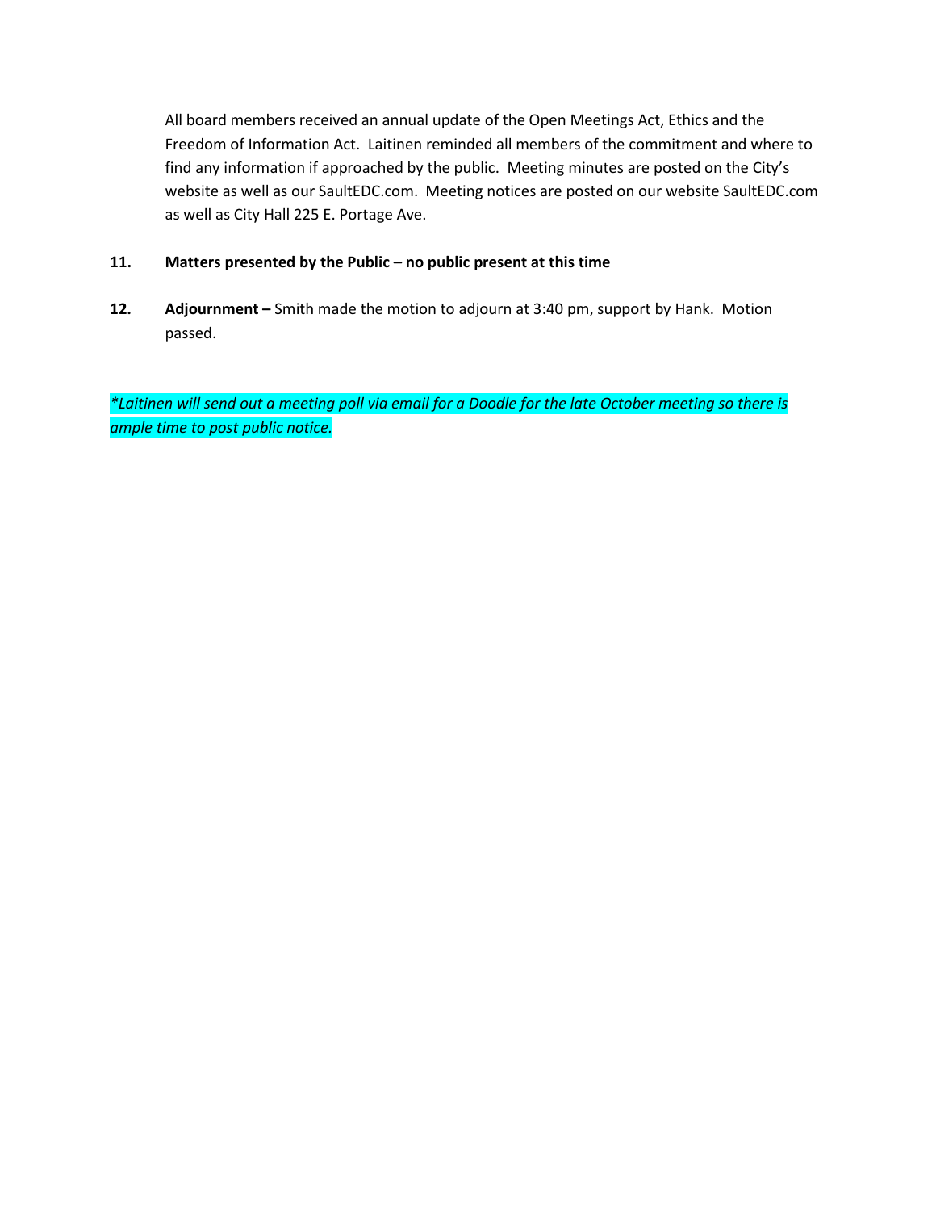All board members received an annual update of the Open Meetings Act, Ethics and the Freedom of Information Act. Laitinen reminded all members of the commitment and where to find any information if approached by the public. Meeting minutes are posted on the City's website as well as our SaultEDC.com. Meeting notices are posted on our website SaultEDC.com as well as City Hall 225 E. Portage Ave.

11. **Matters presented by the Public – no public present at this time**

12. **Adjournment –** Smith made the motion to adjourn at 3:40 pm, support by Hank. Motion passed.

*\*Laitinen will send out a meeting poll via email for a Doodle for the late October meeting so there is ample time to post public notice.*